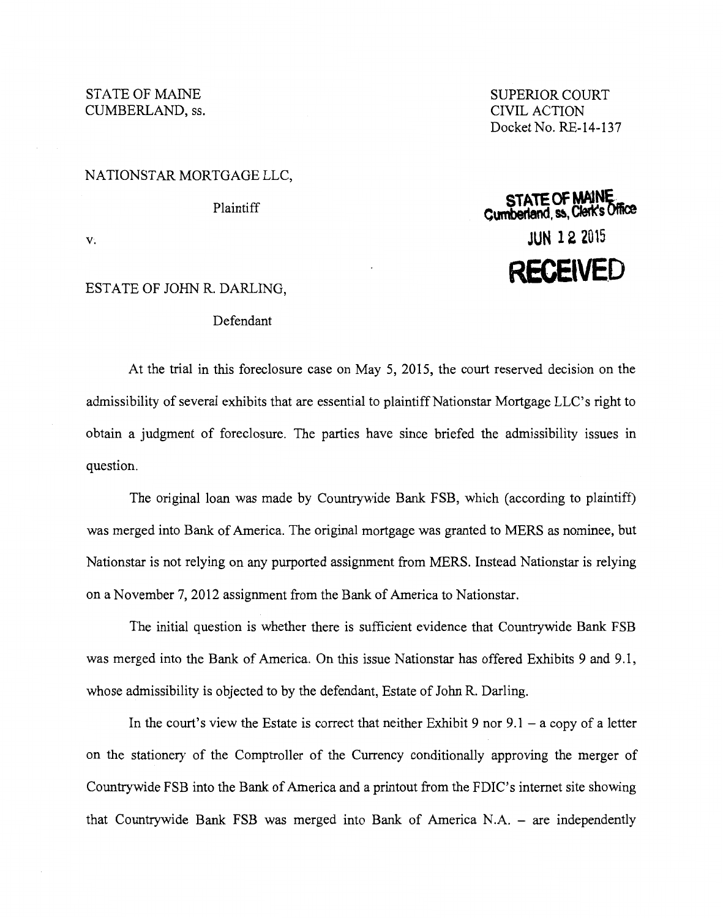STATE OF MAINE
CUMBERLAND, ss.

SUPERIOR COURT
CIVIL ACTION
Docket No. RE-14-137

NATIONSTAR MORTGAGE LLC,

Plaintiff

v.

ESTATE OF JOHN R. DARLING,

Defendant

STATE OF MAINE
Cumberland, ss, Clerk's Office
JUN 12 2015
RECEIVED

At the trial in this foreclosure case on May 5, 2015, the court reserved decision on the admissibility of several exhibits that are essential to plaintiff Nationstar Mortgage LLC's right to obtain a judgment of foreclosure. The parties have since briefed the admissibility issues in question.

The original loan was made by Countrywide Bank FSB, which (according to plaintiff) was merged into Bank of America. The original mortgage was granted to MERS as nominee, but Nationstar is not relying on any purported assignment from MERS. Instead Nationstar is relying on a November 7, 2012 assignment from the Bank of America to Nationstar.

The initial question is whether there is sufficient evidence that Countrywide Bank FSB was merged into the Bank of America. On this issue Nationstar has offered Exhibits 9 and 9.1, whose admissibility is objected to by the defendant, Estate of John R. Darling.

In the court's view the Estate is correct that neither Exhibit 9 nor 9.1 – a copy of a letter on the stationery of the Comptroller of the Currency conditionally approving the merger of Countrywide FSB into the Bank of America and a printout from the FDIC's internet site showing that Countrywide Bank FSB was merged into Bank of America N.A. – are independently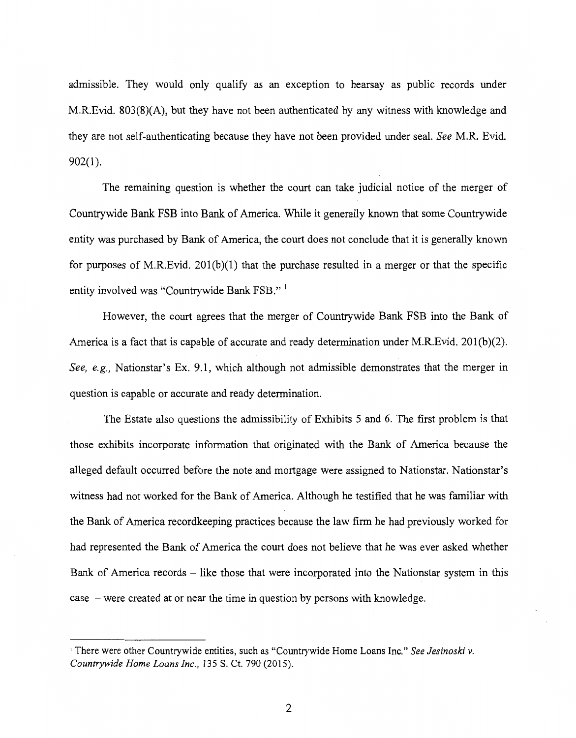admissible. They would only qualify as an exception to hearsay as public records under M.R.Evid. 803(8)(A), but they have not been authenticated by any witness with knowledge and they are not self-authenticating because they have not been provided under seal. *See* M.R. Evid. 902(1).

The remaining question is whether the court can take judicial notice of the merger of Countrywide Bank FSB into Bank of America. While it generally known that some Countrywide entity was purchased by Bank of America, the court does not conclude that it is generally known for purposes of M.R.Evid. 201(b)(1) that the purchase resulted in a merger or that the specific entity involved was "Countrywide Bank FSB." [1]

However, the court agrees that the merger of Countrywide Bank FSB into the Bank of America is a fact that is capable of accurate and ready determination under M.R.Evid. 201(b)(2). *See, e.g.,* Nationstar's Ex. 9.1, which although not admissible demonstrates that the merger in question is capable or accurate and ready determination.

The Estate also questions the admissibility of Exhibits 5 and 6. The first problem is that those exhibits incorporate information that originated with the Bank of America because the alleged default occurred before the note and mortgage were assigned to Nationstar. Nationstar's witness had not worked for the Bank of America. Although he testified that he was familiar with the Bank of America recordkeeping practices because the law firm he had previously worked for had represented the Bank of America the court does not believe that he was ever asked whether Bank of America records – like those that were incorporated into the Nationstar system in this case – were created at or near the time in question by persons with knowledge.

---

[1] There were other Countrywide entities, such as "Countrywide Home Loans Inc." *See Jesinoski v. Countrywide Home Loans Inc.*, 135 S. Ct. 790 (2015).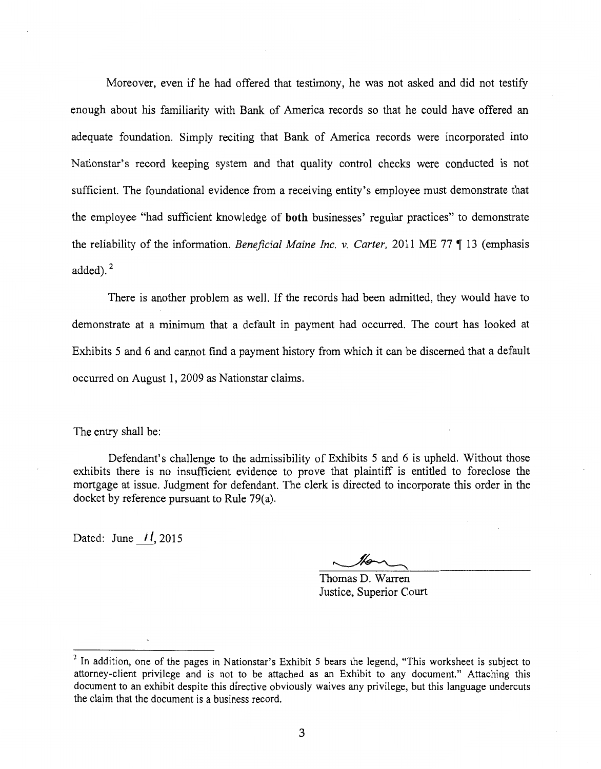Moreover, even if he had offered that testimony, he was not asked and did not testify enough about his familiarity with Bank of America records so that he could have offered an adequate foundation. Simply reciting that Bank of America records were incorporated into Nationstar's record keeping system and that quality control checks were conducted is not sufficient. The foundational evidence from a receiving entity's employee must demonstrate that the employee "had sufficient knowledge of **both** businesses' regular practices" to demonstrate the reliability of the information. *Beneficial Maine Inc. v. Carter,* 2011 ME 77 ¶ 13 (emphasis added).[2]

There is another problem as well. If the records had been admitted, they would have to demonstrate at a minimum that a default in payment had occurred. The court has looked at Exhibits 5 and 6 and cannot find a payment history from which it can be discerned that a default occurred on August 1, 2009 as Nationstar claims.

The entry shall be:

Defendant's challenge to the admissibility of Exhibits 5 and 6 is upheld. Without those exhibits there is no insufficient evidence to prove that plaintiff is entitled to foreclose the mortgage at issue. Judgment for defendant. The clerk is directed to incorporate this order in the docket by reference pursuant to Rule 79(a).

Dated: June 11, 2015

Thomas D. Warren
Justice, Superior Court

---

[2] In addition, one of the pages in Nationstar's Exhibit 5 bears the legend, "This worksheet is subject to attorney-client privilege and is not to be attached as an Exhibit to any document." Attaching this document to an exhibit despite this directive obviously waives any privilege, but this language undercuts the claim that the document is a business record.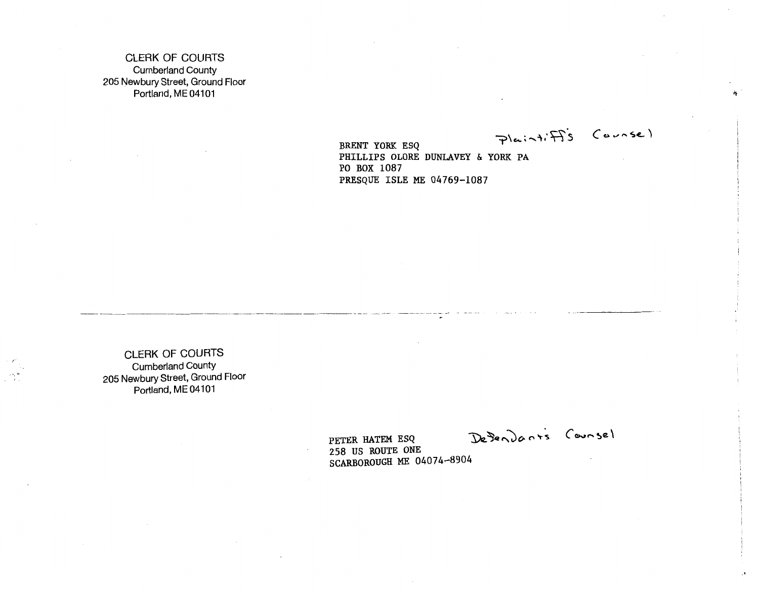CLERK OF COURTS
Cumberland County
205 Newbury Street, Ground Floor
Portland, ME 04101

Plaintiff's Counsel

BRENT YORK ESQ
PHILLIPS OLORE DUNLAVEY & YORK PA
PO BOX 1087
PRESQUE ISLE ME 04769-1087

---

CLERK OF COURTS
Cumberland County
205 Newbury Street, Ground Floor
Portland, ME 04101

Defendant's Counsel

PETER HATEM ESQ
258 US ROUTE ONE
SCARBOROUGH ME 04074-8904